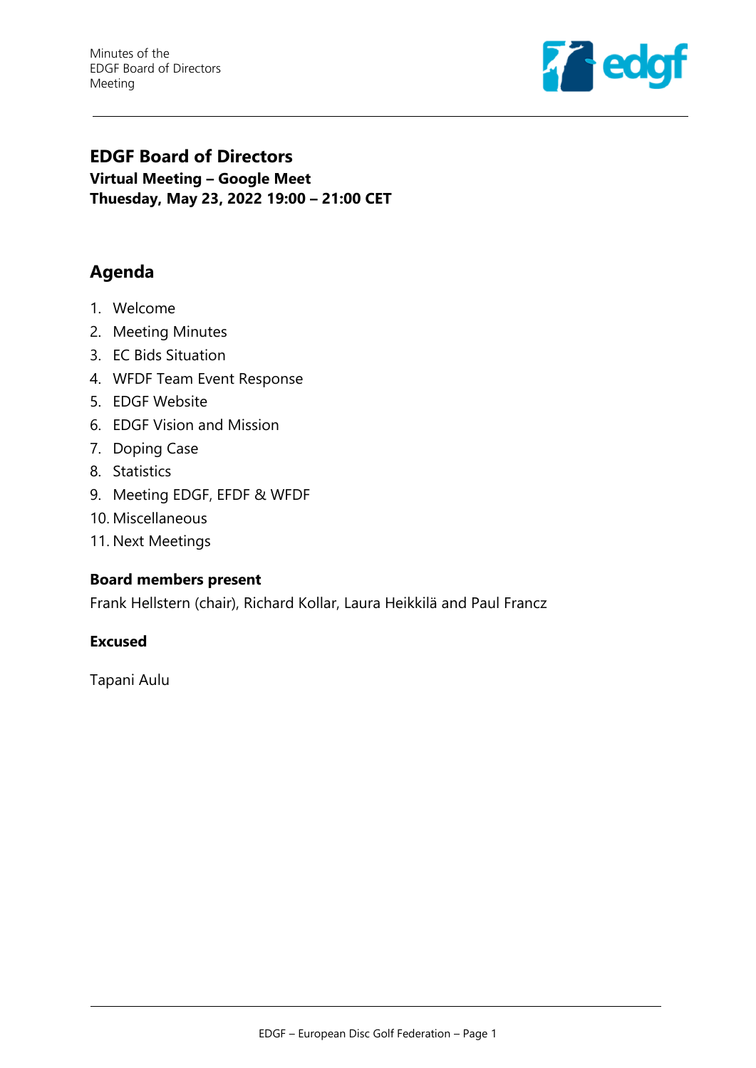# EDGF Board of Directors

**Virtual Meeting – Google Meet**
**Thuesday, May 23, 2022 19:00 – 21:00 CET**

## Agenda

1. Welcome
2. Meeting Minutes
3. EC Bids Situation
4. WFDF Team Event Response
5. EDGF Website
6. EDGF Vision and Mission
7. Doping Case
8. Statistics
9. Meeting EDGF, EFDF & WFDF
10. Miscellaneous
11. Next Meetings

**Board members present**

Frank Hellstern (chair), Richard Kollar, Laura Heikkilä and Paul Francz

**Excused**

Tapani Aulu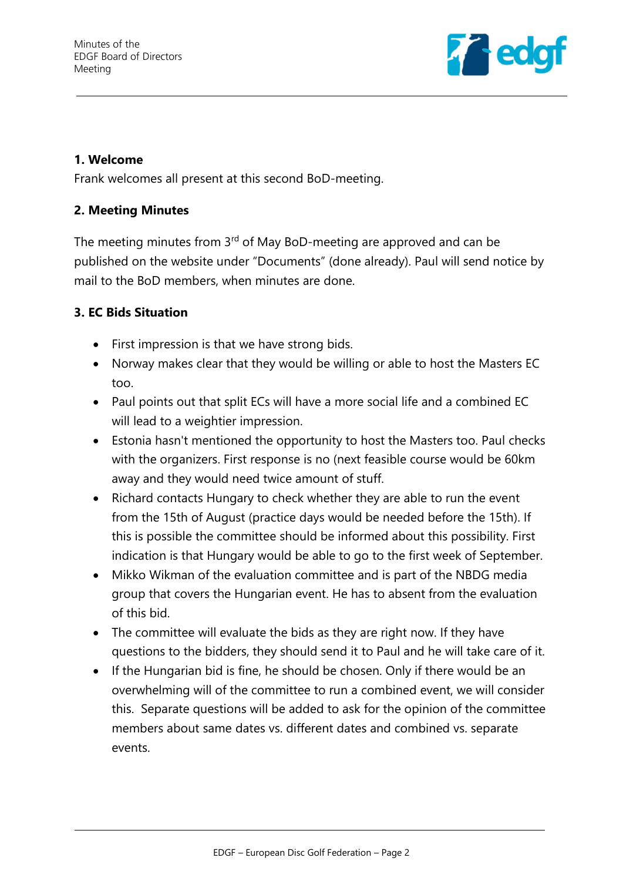### 1. Welcome

Frank welcomes all present at this second BoD-meeting.

### 2. Meeting Minutes

The meeting minutes from 3rd of May BoD-meeting are approved and can be published on the website under "Documents" (done already). Paul will send notice by mail to the BoD members, when minutes are done.

### 3. EC Bids Situation

- First impression is that we have strong bids.
- Norway makes clear that they would be willing or able to host the Masters EC too.
- Paul points out that split ECs will have a more social life and a combined EC will lead to a weightier impression.
- Estonia hasn't mentioned the opportunity to host the Masters too. Paul checks with the organizers. First response is no (next feasible course would be 60km away and they would need twice amount of stuff.
- Richard contacts Hungary to check whether they are able to run the event from the 15th of August (practice days would be needed before the 15th). If this is possible the committee should be informed about this possibility. First indication is that Hungary would be able to go to the first week of September.
- Mikko Wikman of the evaluation committee and is part of the NBDG media group that covers the Hungarian event. He has to absent from the evaluation of this bid.
- The committee will evaluate the bids as they are right now. If they have questions to the bidders, they should send it to Paul and he will take care of it.
- If the Hungarian bid is fine, he should be chosen. Only if there would be an overwhelming will of the committee to run a combined event, we will consider this. Separate questions will be added to ask for the opinion of the committee members about same dates vs. different dates and combined vs. separate events.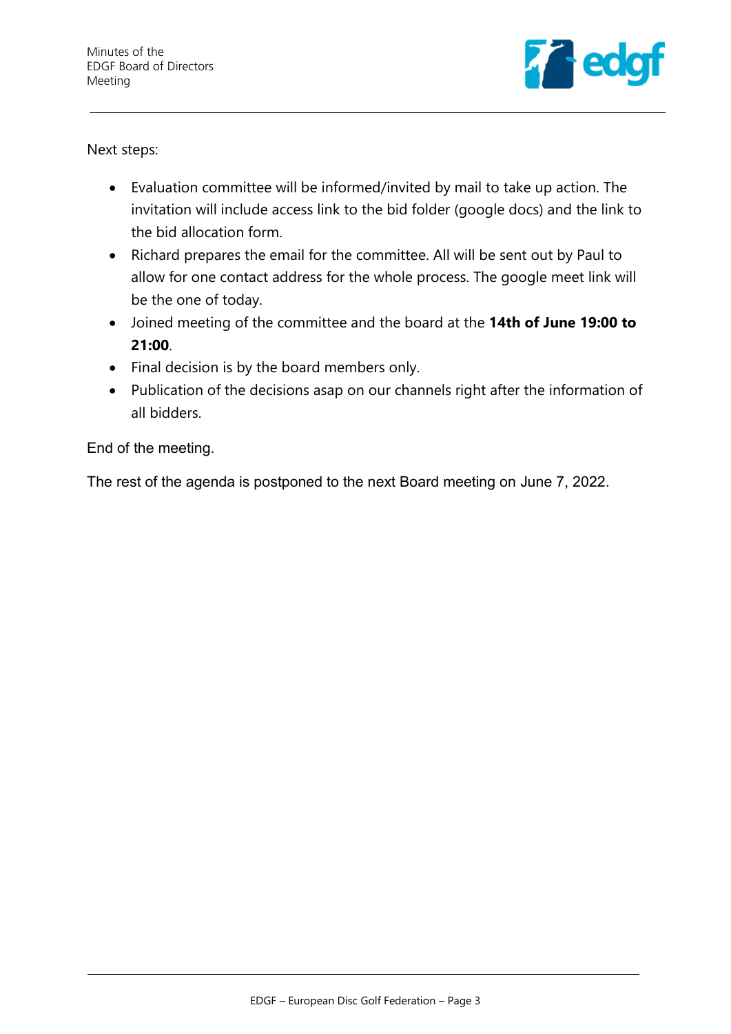Next steps:

- Evaluation committee will be informed/invited by mail to take up action. The invitation will include access link to the bid folder (google docs) and the link to the bid allocation form.
- Richard prepares the email for the committee. All will be sent out by Paul to allow for one contact address for the whole process. The google meet link will be the one of today.
- Joined meeting of the committee and the board at the **14th of June 19:00 to 21:00**.
- Final decision is by the board members only.
- Publication of the decisions asap on our channels right after the information of all bidders.

End of the meeting.

The rest of the agenda is postponed to the next Board meeting on June 7, 2022.